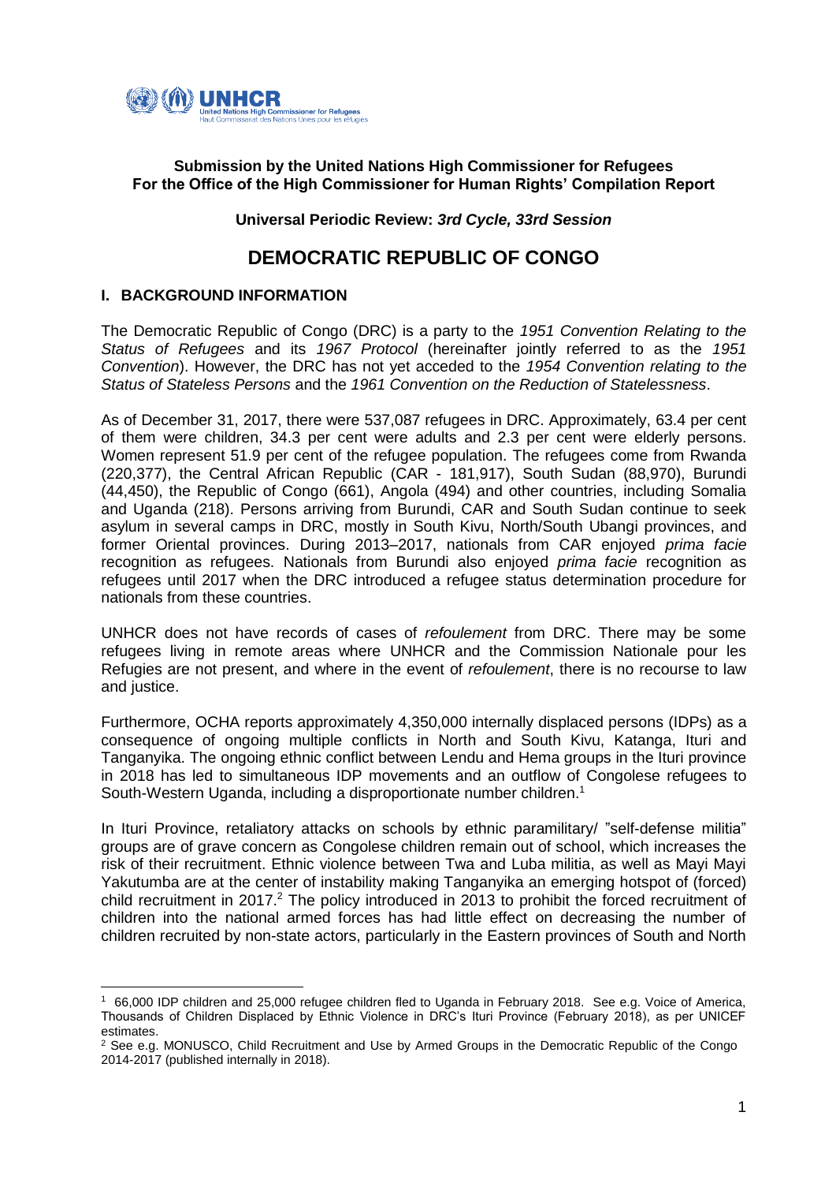**Submission by the United Nations High Commissioner for Refugees**
**For the Office of the High Commissioner for Human Rights' Compilation Report**

**Universal Periodic Review:** ***3rd Cycle, 33rd Session***

# DEMOCRATIC REPUBLIC OF CONGO

## I. BACKGROUND INFORMATION

The Democratic Republic of Congo (DRC) is a party to the *1951 Convention Relating to the Status of Refugees* and its *1967 Protocol* (hereinafter jointly referred to as the *1951 Convention*). However, the DRC has not yet acceded to the *1954 Convention relating to the Status of Stateless Persons* and the *1961 Convention on the Reduction of Statelessness*.

As of December 31, 2017, there were 537,087 refugees in DRC. Approximately, 63.4 per cent of them were children, 34.3 per cent were adults and 2.3 per cent were elderly persons. Women represent 51.9 per cent of the refugee population. The refugees come from Rwanda (220,377), the Central African Republic (CAR - 181,917), South Sudan (88,970), Burundi (44,450), the Republic of Congo (661), Angola (494) and other countries, including Somalia and Uganda (218). Persons arriving from Burundi, CAR and South Sudan continue to seek asylum in several camps in DRC, mostly in South Kivu, North/South Ubangi provinces, and former Oriental provinces. During 2013–2017, nationals from CAR enjoyed *prima facie* recognition as refugees. Nationals from Burundi also enjoyed *prima facie* recognition as refugees until 2017 when the DRC introduced a refugee status determination procedure for nationals from these countries.

UNHCR does not have records of cases of *refoulement* from DRC. There may be some refugees living in remote areas where UNHCR and the Commission Nationale pour les Refugies are not present, and where in the event of *refoulement*, there is no recourse to law and justice.

Furthermore, OCHA reports approximately 4,350,000 internally displaced persons (IDPs) as a consequence of ongoing multiple conflicts in North and South Kivu, Katanga, Ituri and Tanganyika. The ongoing ethnic conflict between Lendu and Hema groups in the Ituri province in 2018 has led to simultaneous IDP movements and an outflow of Congolese refugees to South-Western Uganda, including a disproportionate number children.[1]

In Ituri Province, retaliatory attacks on schools by ethnic paramilitary/ "self-defense militia" groups are of grave concern as Congolese children remain out of school, which increases the risk of their recruitment. Ethnic violence between Twa and Luba militia, as well as Mayi Mayi Yakutumba are at the center of instability making Tanganyika an emerging hotspot of (forced) child recruitment in 2017.[2] The policy introduced in 2013 to prohibit the forced recruitment of children into the national armed forces has had little effect on decreasing the number of children recruited by non-state actors, particularly in the Eastern provinces of South and North

---

[1] 66,000 IDP children and 25,000 refugee children fled to Uganda in February 2018. See e.g. Voice of America, Thousands of Children Displaced by Ethnic Violence in DRC's Ituri Province (February 2018), as per UNICEF estimates.

[2] See e.g. MONUSCO, Child Recruitment and Use by Armed Groups in the Democratic Republic of the Congo 2014-2017 (published internally in 2018).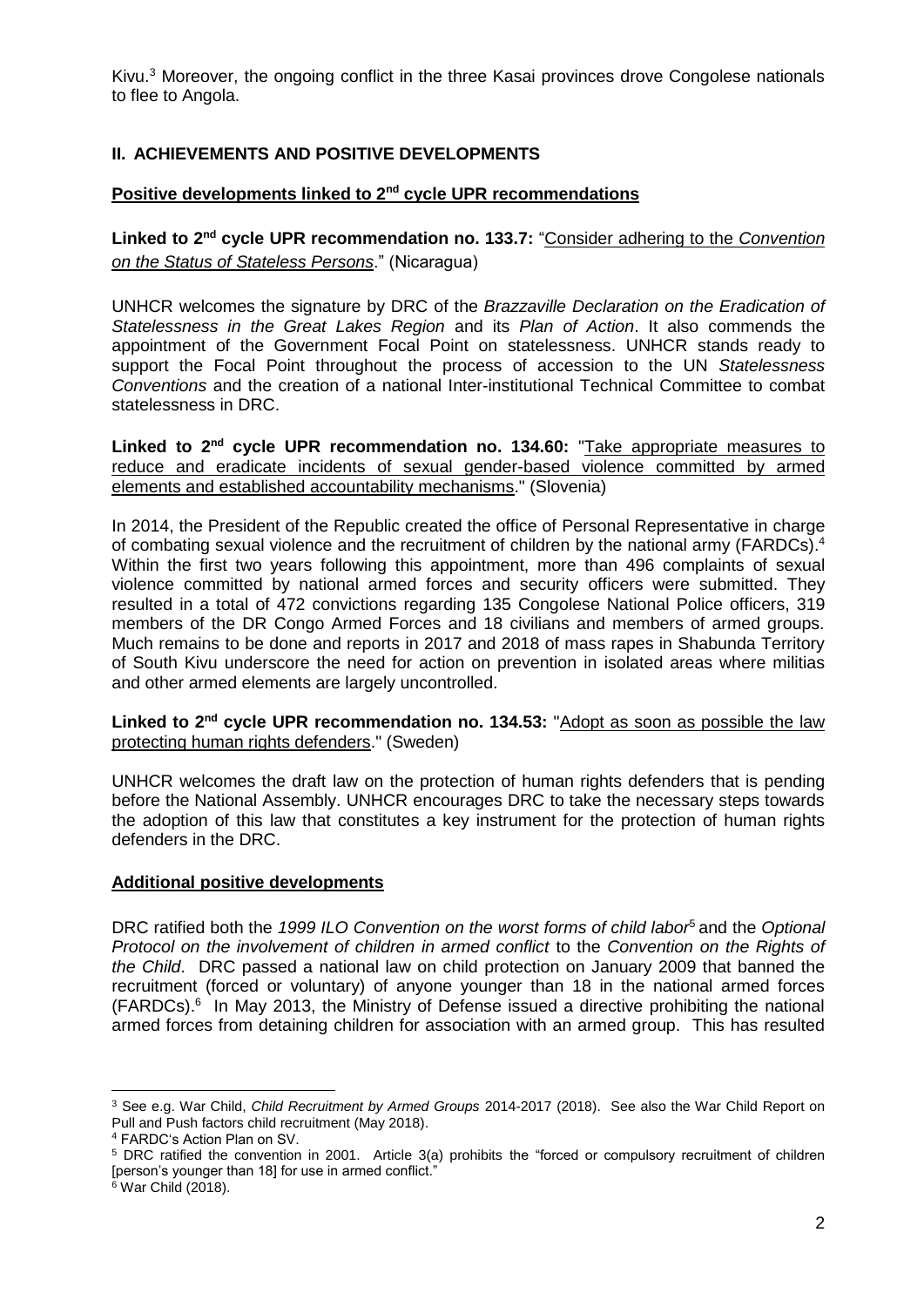Kivu.[3] Moreover, the ongoing conflict in the three Kasai provinces drove Congolese nationals to flee to Angola.

## II. ACHIEVEMENTS AND POSITIVE DEVELOPMENTS

### Positive developments linked to 2nd cycle UPR recommendations

**Linked to 2nd cycle UPR recommendation no. 133.7:** "Consider adhering to the *Convention on the Status of Stateless Persons*." (Nicaragua)

UNHCR welcomes the signature by DRC of the *Brazzaville Declaration on the Eradication of Statelessness in the Great Lakes Region* and its *Plan of Action*. It also commends the appointment of the Government Focal Point on statelessness. UNHCR stands ready to support the Focal Point throughout the process of accession to the UN *Statelessness Conventions* and the creation of a national Inter-institutional Technical Committee to combat statelessness in DRC.

**Linked to 2nd cycle UPR recommendation no. 134.60:** "Take appropriate measures to reduce and eradicate incidents of sexual gender-based violence committed by armed elements and established accountability mechanisms." (Slovenia)

In 2014, the President of the Republic created the office of Personal Representative in charge of combating sexual violence and the recruitment of children by the national army (FARDCs).[4] Within the first two years following this appointment, more than 496 complaints of sexual violence committed by national armed forces and security officers were submitted. They resulted in a total of 472 convictions regarding 135 Congolese National Police officers, 319 members of the DR Congo Armed Forces and 18 civilians and members of armed groups. Much remains to be done and reports in 2017 and 2018 of mass rapes in Shabunda Territory of South Kivu underscore the need for action on prevention in isolated areas where militias and other armed elements are largely uncontrolled.

**Linked to 2nd cycle UPR recommendation no. 134.53:** "Adopt as soon as possible the law protecting human rights defenders." (Sweden)

UNHCR welcomes the draft law on the protection of human rights defenders that is pending before the National Assembly. UNHCR encourages DRC to take the necessary steps towards the adoption of this law that constitutes a key instrument for the protection of human rights defenders in the DRC.

### Additional positive developments

DRC ratified both the *1999 ILO Convention on the worst forms of child labor*[5] and the *Optional Protocol on the involvement of children in armed conflict* to the *Convention on the Rights of the Child*. DRC passed a national law on child protection on January 2009 that banned the recruitment (forced or voluntary) of anyone younger than 18 in the national armed forces (FARDCs).[6] In May 2013, the Ministry of Defense issued a directive prohibiting the national armed forces from detaining children for association with an armed group. This has resulted

---

[3] See e.g. War Child, *Child Recruitment by Armed Groups* 2014-2017 (2018). See also the War Child Report on Pull and Push factors child recruitment (May 2018).

[4] FARDC's Action Plan on SV.

[5] DRC ratified the convention in 2001. Article 3(a) prohibits the "forced or compulsory recruitment of children [person's younger than 18] for use in armed conflict."

[6] War Child (2018).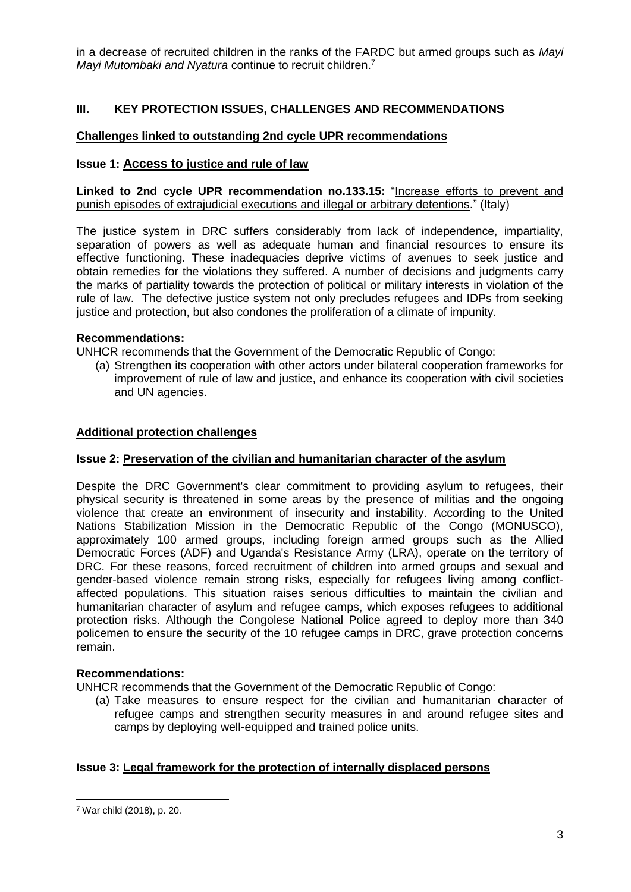in a decrease of recruited children in the ranks of the FARDC but armed groups such as *Mayi Mayi Mutombaki and Nyatura* continue to recruit children.[7]

## III. KEY PROTECTION ISSUES, CHALLENGES AND RECOMMENDATIONS

### Challenges linked to outstanding 2nd cycle UPR recommendations

### Issue 1: Access to justice and rule of law

**Linked to 2nd cycle UPR recommendation no.133.15:** "Increase efforts to prevent and punish episodes of extrajudicial executions and illegal or arbitrary detentions." (Italy)

The justice system in DRC suffers considerably from lack of independence, impartiality, separation of powers as well as adequate human and financial resources to ensure its effective functioning. These inadequacies deprive victims of avenues to seek justice and obtain remedies for the violations they suffered. A number of decisions and judgments carry the marks of partiality towards the protection of political or military interests in violation of the rule of law. The defective justice system not only precludes refugees and IDPs from seeking justice and protection, but also condones the proliferation of a climate of impunity.

**Recommendations:**

UNHCR recommends that the Government of the Democratic Republic of Congo:

(a) Strengthen its cooperation with other actors under bilateral cooperation frameworks for improvement of rule of law and justice, and enhance its cooperation with civil societies and UN agencies.

### Additional protection challenges

### Issue 2: Preservation of the civilian and humanitarian character of the asylum

Despite the DRC Government's clear commitment to providing asylum to refugees, their physical security is threatened in some areas by the presence of militias and the ongoing violence that create an environment of insecurity and instability. According to the United Nations Stabilization Mission in the Democratic Republic of the Congo (MONUSCO), approximately 100 armed groups, including foreign armed groups such as the Allied Democratic Forces (ADF) and Uganda's Resistance Army (LRA), operate on the territory of DRC. For these reasons, forced recruitment of children into armed groups and sexual and gender-based violence remain strong risks, especially for refugees living among conflict-affected populations. This situation raises serious difficulties to maintain the civilian and humanitarian character of asylum and refugee camps, which exposes refugees to additional protection risks. Although the Congolese National Police agreed to deploy more than 340 policemen to ensure the security of the 10 refugee camps in DRC, grave protection concerns remain.

**Recommendations:**

UNHCR recommends that the Government of the Democratic Republic of Congo:

(a) Take measures to ensure respect for the civilian and humanitarian character of refugee camps and strengthen security measures in and around refugee sites and camps by deploying well-equipped and trained police units.

### Issue 3: Legal framework for the protection of internally displaced persons

---

[7] War child (2018), p. 20.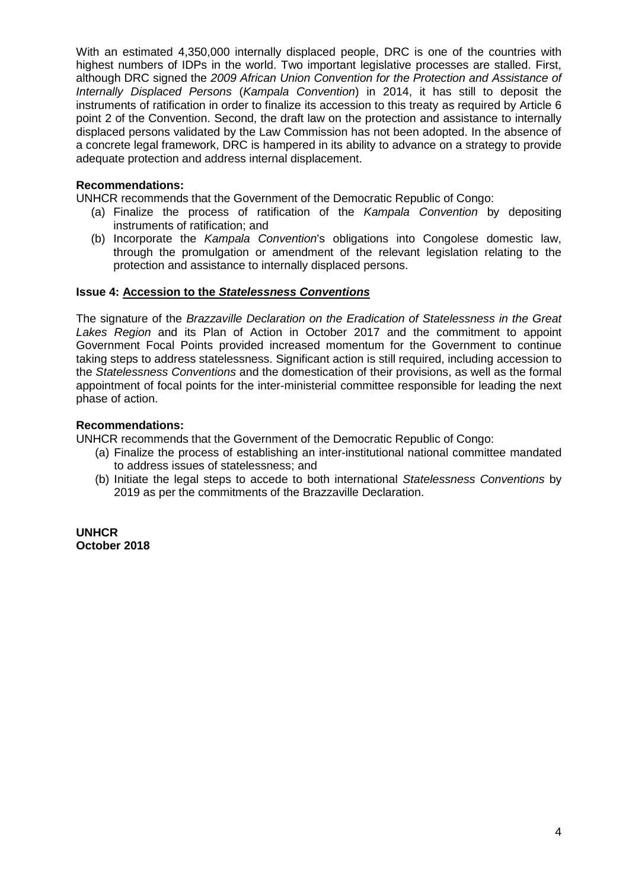With an estimated 4,350,000 internally displaced people, DRC is one of the countries with highest numbers of IDPs in the world. Two important legislative processes are stalled. First, although DRC signed the *2009 African Union Convention for the Protection and Assistance of Internally Displaced Persons* (*Kampala Convention*) in 2014, it has still to deposit the instruments of ratification in order to finalize its accession to this treaty as required by Article 6 point 2 of the Convention. Second, the draft law on the protection and assistance to internally displaced persons validated by the Law Commission has not been adopted. In the absence of a concrete legal framework, DRC is hampered in its ability to advance on a strategy to provide adequate protection and address internal displacement.

**Recommendations:**

UNHCR recommends that the Government of the Democratic Republic of Congo:

(a) Finalize the process of ratification of the *Kampala Convention* by depositing instruments of ratification; and
(b) Incorporate the *Kampala Convention*'s obligations into Congolese domestic law, through the promulgation or amendment of the relevant legislation relating to the protection and assistance to internally displaced persons.

**Issue 4: Accession to the *Statelessness Conventions***

The signature of the *Brazzaville Declaration on the Eradication of Statelessness in the Great Lakes Region* and its Plan of Action in October 2017 and the commitment to appoint Government Focal Points provided increased momentum for the Government to continue taking steps to address statelessness. Significant action is still required, including accession to the *Statelessness Conventions* and the domestication of their provisions, as well as the formal appointment of focal points for the inter-ministerial committee responsible for leading the next phase of action.

**Recommendations:**

UNHCR recommends that the Government of the Democratic Republic of Congo:

(a) Finalize the process of establishing an inter-institutional national committee mandated to address issues of statelessness; and
(b) Initiate the legal steps to accede to both international *Statelessness Conventions* by 2019 as per the commitments of the Brazzaville Declaration.

**UNHCR**
**October 2018**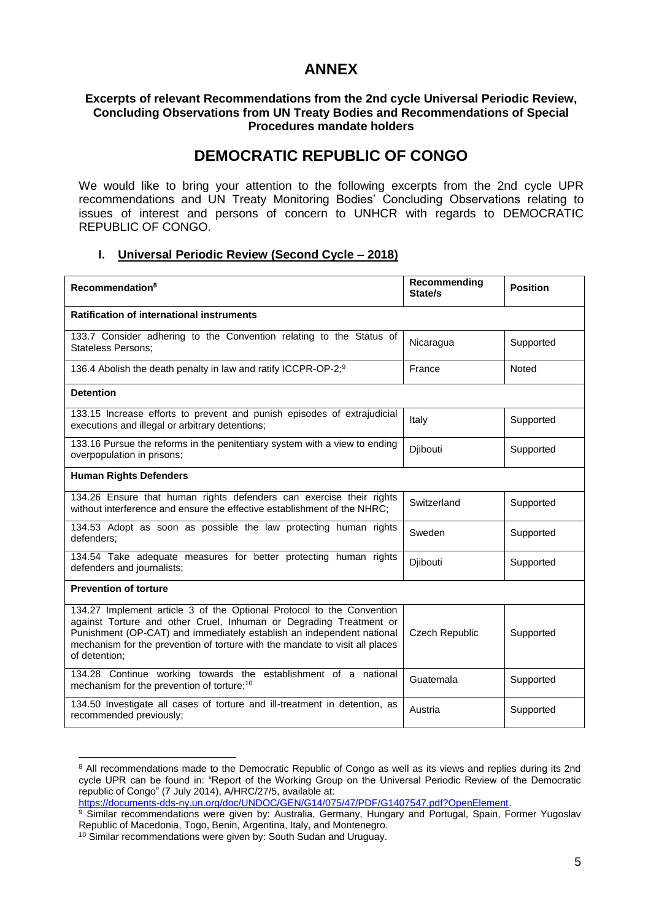# ANNEX

**Excerpts of relevant Recommendations from the 2nd cycle Universal Periodic Review, Concluding Observations from UN Treaty Bodies and Recommendations of Special Procedures mandate holders**

## DEMOCRATIC REPUBLIC OF CONGO

We would like to bring your attention to the following excerpts from the 2nd cycle UPR recommendations and UN Treaty Monitoring Bodies' Concluding Observations relating to issues of interest and persons of concern to UNHCR with regards to DEMOCRATIC REPUBLIC OF CONGO.

### I. Universal Periodic Review (Second Cycle – 2018)

| Recommendation[8] | Recommending State/s | Position |
|---|---|---|
| **Ratification of international instruments** | | |
| 133.7 Consider adhering to the Convention relating to the Status of Stateless Persons; | Nicaragua | Supported |
| 136.4 Abolish the death penalty in law and ratify ICCPR-OP-2;[9] | France | Noted |
| **Detention** | | |
| 133.15 Increase efforts to prevent and punish episodes of extrajudicial executions and illegal or arbitrary detentions; | Italy | Supported |
| 133.16 Pursue the reforms in the penitentiary system with a view to ending overpopulation in prisons; | Djibouti | Supported |
| **Human Rights Defenders** | | |
| 134.26 Ensure that human rights defenders can exercise their rights without interference and ensure the effective establishment of the NHRC; | Switzerland | Supported |
| 134.53 Adopt as soon as possible the law protecting human rights defenders; | Sweden | Supported |
| 134.54 Take adequate measures for better protecting human rights defenders and journalists; | Djibouti | Supported |
| **Prevention of torture** | | |
| 134.27 Implement article 3 of the Optional Protocol to the Convention against Torture and other Cruel, Inhuman or Degrading Treatment or Punishment (OP-CAT) and immediately establish an independent national mechanism for the prevention of torture with the mandate to visit all places of detention; | Czech Republic | Supported |
| 134.28 Continue working towards the establishment of a national mechanism for the prevention of torture;[10] | Guatemala | Supported |
| 134.50 Investigate all cases of torture and ill-treatment in detention, as recommended previously; | Austria | Supported |

[8] All recommendations made to the Democratic Republic of Congo as well as its views and replies during its 2nd cycle UPR can be found in: "Report of the Working Group on the Universal Periodic Review of the Democratic republic of Congo" (7 July 2014), A/HRC/27/5, available at: https://documents-dds-ny.un.org/doc/UNDOC/GEN/G14/075/47/PDF/G1407547.pdf?OpenElement.

[9] Similar recommendations were given by: Australia, Germany, Hungary and Portugal, Spain, Former Yugoslav Republic of Macedonia, Togo, Benin, Argentina, Italy, and Montenegro.

[10] Similar recommendations were given by: South Sudan and Uruguay.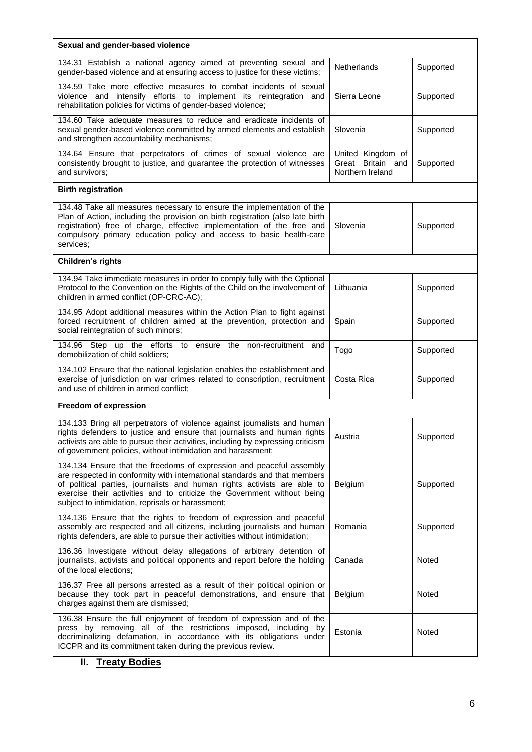| Sexual and gender-based violence | | |
|---|---|---|
| 134.31 Establish a national agency aimed at preventing sexual and gender-based violence and at ensuring access to justice for these victims; | Netherlands | Supported |
| 134.59 Take more effective measures to combat incidents of sexual violence and intensify efforts to implement its reintegration and rehabilitation policies for victims of gender-based violence; | Sierra Leone | Supported |
| 134.60 Take adequate measures to reduce and eradicate incidents of sexual gender-based violence committed by armed elements and establish and strengthen accountability mechanisms; | Slovenia | Supported |
| 134.64 Ensure that perpetrators of crimes of sexual violence are consistently brought to justice, and guarantee the protection of witnesses and survivors; | United Kingdom of Great Britain and Northern Ireland | Supported |
| **Birth registration** | | |
| 134.48 Take all measures necessary to ensure the implementation of the Plan of Action, including the provision on birth registration (also late birth registration) free of charge, effective implementation of the free and compulsory primary education policy and access to basic health-care services; | Slovenia | Supported |
| **Children's rights** | | |
| 134.94 Take immediate measures in order to comply fully with the Optional Protocol to the Convention on the Rights of the Child on the involvement of children in armed conflict (OP-CRC-AC); | Lithuania | Supported |
| 134.95 Adopt additional measures within the Action Plan to fight against forced recruitment of children aimed at the prevention, protection and social reintegration of such minors; | Spain | Supported |
| 134.96 Step up the efforts to ensure the non-recruitment and demobilization of child soldiers; | Togo | Supported |
| 134.102 Ensure that the national legislation enables the establishment and exercise of jurisdiction on war crimes related to conscription, recruitment and use of children in armed conflict; | Costa Rica | Supported |
| **Freedom of expression** | | |
| 134.133 Bring all perpetrators of violence against journalists and human rights defenders to justice and ensure that journalists and human rights activists are able to pursue their activities, including by expressing criticism of government policies, without intimidation and harassment; | Austria | Supported |
| 134.134 Ensure that the freedoms of expression and peaceful assembly are respected in conformity with international standards and that members of political parties, journalists and human rights activists are able to exercise their activities and to criticize the Government without being subject to intimidation, reprisals or harassment; | Belgium | Supported |
| 134.136 Ensure that the rights to freedom of expression and peaceful assembly are respected and all citizens, including journalists and human rights defenders, are able to pursue their activities without intimidation; | Romania | Supported |
| 136.36 Investigate without delay allegations of arbitrary detention of journalists, activists and political opponents and report before the holding of the local elections; | Canada | Noted |
| 136.37 Free all persons arrested as a result of their political opinion or because they took part in peaceful demonstrations, and ensure that charges against them are dismissed; | Belgium | Noted |
| 136.38 Ensure the full enjoyment of freedom of expression and of the press by removing all of the restrictions imposed, including by decriminalizing defamation, in accordance with its obligations under ICCPR and its commitment taken during the previous review. | Estonia | Noted |

## II. Treaty Bodies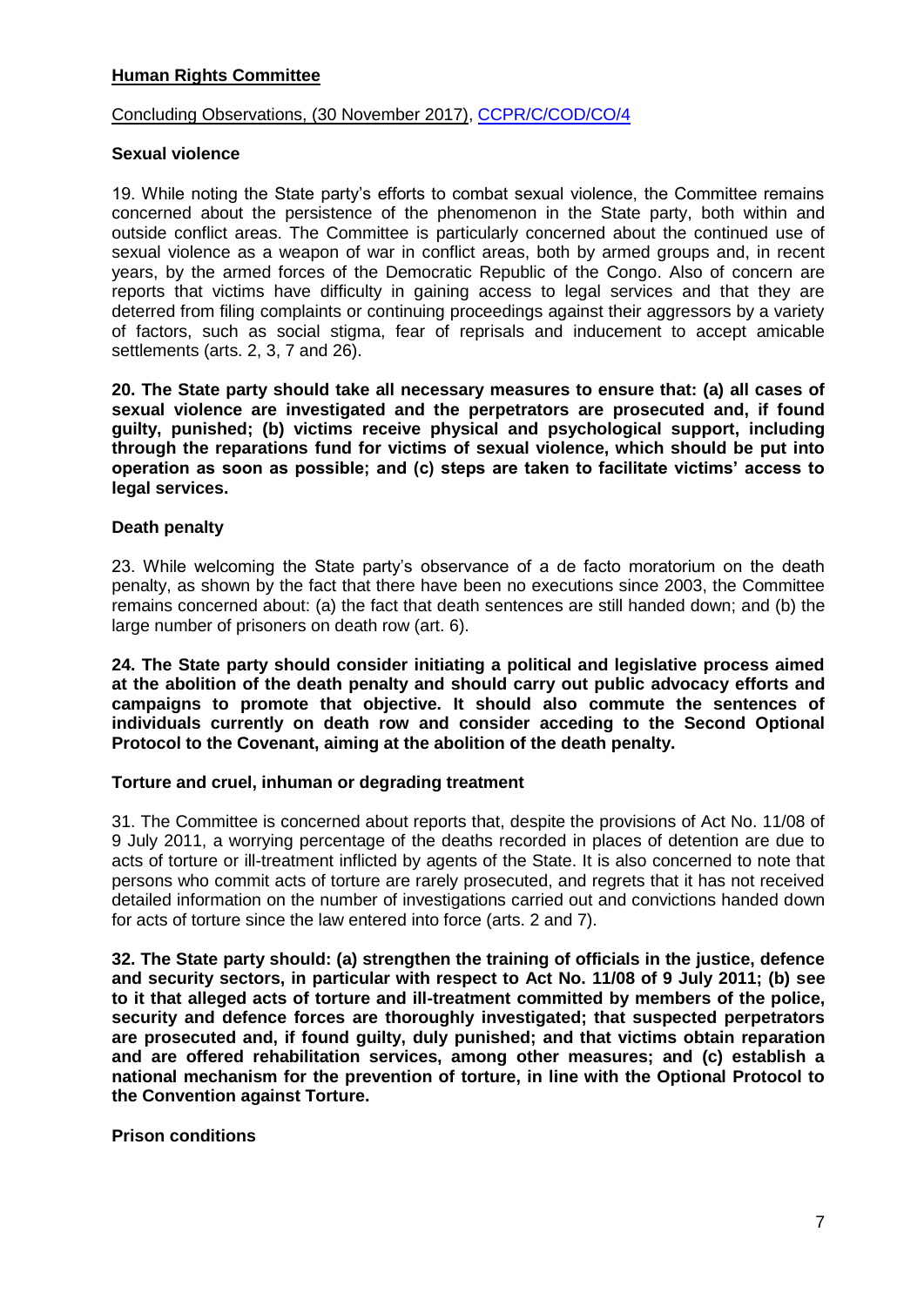**Human Rights Committee**

Concluding Observations, (30 November 2017), CCPR/C/COD/CO/4

**Sexual violence**

19. While noting the State party's efforts to combat sexual violence, the Committee remains concerned about the persistence of the phenomenon in the State party, both within and outside conflict areas. The Committee is particularly concerned about the continued use of sexual violence as a weapon of war in conflict areas, both by armed groups and, in recent years, by the armed forces of the Democratic Republic of the Congo. Also of concern are reports that victims have difficulty in gaining access to legal services and that they are deterred from filing complaints or continuing proceedings against their aggressors by a variety of factors, such as social stigma, fear of reprisals and inducement to accept amicable settlements (arts. 2, 3, 7 and 26).

**20. The State party should take all necessary measures to ensure that: (a) all cases of sexual violence are investigated and the perpetrators are prosecuted and, if found guilty, punished; (b) victims receive physical and psychological support, including through the reparations fund for victims of sexual violence, which should be put into operation as soon as possible; and (c) steps are taken to facilitate victims' access to legal services.**

**Death penalty**

23. While welcoming the State party's observance of a de facto moratorium on the death penalty, as shown by the fact that there have been no executions since 2003, the Committee remains concerned about: (a) the fact that death sentences are still handed down; and (b) the large number of prisoners on death row (art. 6).

**24. The State party should consider initiating a political and legislative process aimed at the abolition of the death penalty and should carry out public advocacy efforts and campaigns to promote that objective. It should also commute the sentences of individuals currently on death row and consider acceding to the Second Optional Protocol to the Covenant, aiming at the abolition of the death penalty.**

**Torture and cruel, inhuman or degrading treatment**

31. The Committee is concerned about reports that, despite the provisions of Act No. 11/08 of 9 July 2011, a worrying percentage of the deaths recorded in places of detention are due to acts of torture or ill-treatment inflicted by agents of the State. It is also concerned to note that persons who commit acts of torture are rarely prosecuted, and regrets that it has not received detailed information on the number of investigations carried out and convictions handed down for acts of torture since the law entered into force (arts. 2 and 7).

**32. The State party should: (a) strengthen the training of officials in the justice, defence and security sectors, in particular with respect to Act No. 11/08 of 9 July 2011; (b) see to it that alleged acts of torture and ill-treatment committed by members of the police, security and defence forces are thoroughly investigated; that suspected perpetrators are prosecuted and, if found guilty, duly punished; and that victims obtain reparation and are offered rehabilitation services, among other measures; and (c) establish a national mechanism for the prevention of torture, in line with the Optional Protocol to the Convention against Torture.**

**Prison conditions**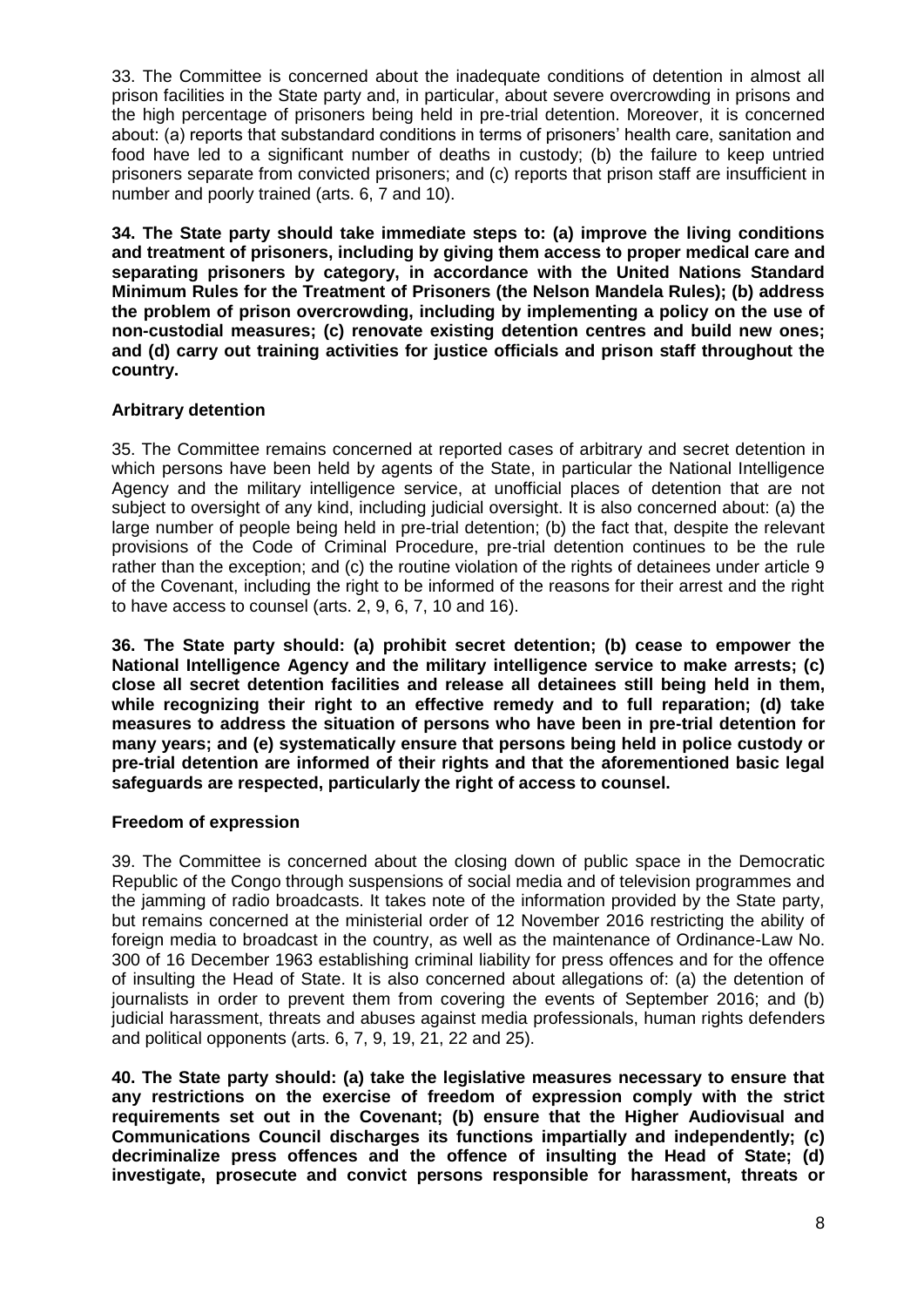33. The Committee is concerned about the inadequate conditions of detention in almost all prison facilities in the State party and, in particular, about severe overcrowding in prisons and the high percentage of prisoners being held in pre-trial detention. Moreover, it is concerned about: (a) reports that substandard conditions in terms of prisoners' health care, sanitation and food have led to a significant number of deaths in custody; (b) the failure to keep untried prisoners separate from convicted prisoners; and (c) reports that prison staff are insufficient in number and poorly trained (arts. 6, 7 and 10).

**34. The State party should take immediate steps to: (a) improve the living conditions and treatment of prisoners, including by giving them access to proper medical care and separating prisoners by category, in accordance with the United Nations Standard Minimum Rules for the Treatment of Prisoners (the Nelson Mandela Rules); (b) address the problem of prison overcrowding, including by implementing a policy on the use of non-custodial measures; (c) renovate existing detention centres and build new ones; and (d) carry out training activities for justice officials and prison staff throughout the country.**

### Arbitrary detention

35. The Committee remains concerned at reported cases of arbitrary and secret detention in which persons have been held by agents of the State, in particular the National Intelligence Agency and the military intelligence service, at unofficial places of detention that are not subject to oversight of any kind, including judicial oversight. It is also concerned about: (a) the large number of people being held in pre-trial detention; (b) the fact that, despite the relevant provisions of the Code of Criminal Procedure, pre-trial detention continues to be the rule rather than the exception; and (c) the routine violation of the rights of detainees under article 9 of the Covenant, including the right to be informed of the reasons for their arrest and the right to have access to counsel (arts. 2, 9, 6, 7, 10 and 16).

**36. The State party should: (a) prohibit secret detention; (b) cease to empower the National Intelligence Agency and the military intelligence service to make arrests; (c) close all secret detention facilities and release all detainees still being held in them, while recognizing their right to an effective remedy and to full reparation; (d) take measures to address the situation of persons who have been in pre-trial detention for many years; and (e) systematically ensure that persons being held in police custody or pre-trial detention are informed of their rights and that the aforementioned basic legal safeguards are respected, particularly the right of access to counsel.**

### Freedom of expression

39. The Committee is concerned about the closing down of public space in the Democratic Republic of the Congo through suspensions of social media and of television programmes and the jamming of radio broadcasts. It takes note of the information provided by the State party, but remains concerned at the ministerial order of 12 November 2016 restricting the ability of foreign media to broadcast in the country, as well as the maintenance of Ordinance-Law No. 300 of 16 December 1963 establishing criminal liability for press offences and for the offence of insulting the Head of State. It is also concerned about allegations of: (a) the detention of journalists in order to prevent them from covering the events of September 2016; and (b) judicial harassment, threats and abuses against media professionals, human rights defenders and political opponents (arts. 6, 7, 9, 19, 21, 22 and 25).

**40. The State party should: (a) take the legislative measures necessary to ensure that any restrictions on the exercise of freedom of expression comply with the strict requirements set out in the Covenant; (b) ensure that the Higher Audiovisual and Communications Council discharges its functions impartially and independently; (c) decriminalize press offences and the offence of insulting the Head of State; (d) investigate, prosecute and convict persons responsible for harassment, threats or**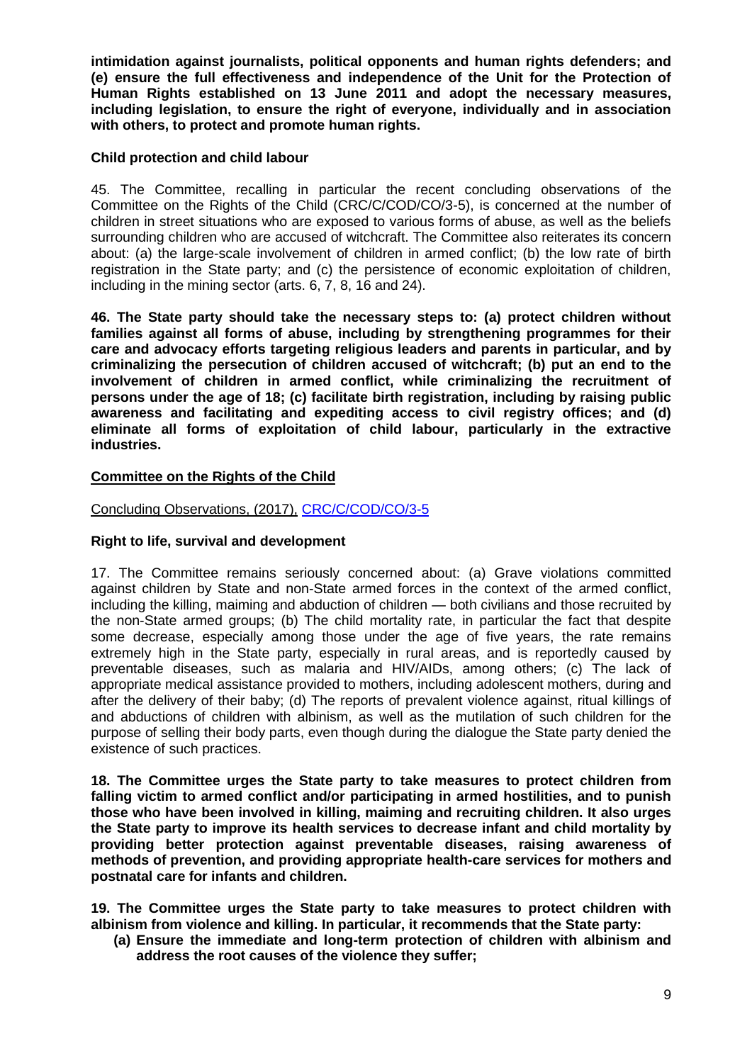**intimidation against journalists, political opponents and human rights defenders; and (e) ensure the full effectiveness and independence of the Unit for the Protection of Human Rights established on 13 June 2011 and adopt the necessary measures, including legislation, to ensure the right of everyone, individually and in association with others, to protect and promote human rights.**

**Child protection and child labour**

45. The Committee, recalling in particular the recent concluding observations of the Committee on the Rights of the Child (CRC/C/COD/CO/3-5), is concerned at the number of children in street situations who are exposed to various forms of abuse, as well as the beliefs surrounding children who are accused of witchcraft. The Committee also reiterates its concern about: (a) the large-scale involvement of children in armed conflict; (b) the low rate of birth registration in the State party; and (c) the persistence of economic exploitation of children, including in the mining sector (arts. 6, 7, 8, 16 and 24).

**46. The State party should take the necessary steps to: (a) protect children without families against all forms of abuse, including by strengthening programmes for their care and advocacy efforts targeting religious leaders and parents in particular, and by criminalizing the persecution of children accused of witchcraft; (b) put an end to the involvement of children in armed conflict, while criminalizing the recruitment of persons under the age of 18; (c) facilitate birth registration, including by raising public awareness and facilitating and expediting access to civil registry offices; and (d) eliminate all forms of exploitation of child labour, particularly in the extractive industries.**

**Committee on the Rights of the Child**

Concluding Observations, (2017), CRC/C/COD/CO/3-5

**Right to life, survival and development**

17. The Committee remains seriously concerned about: (a) Grave violations committed against children by State and non-State armed forces in the context of the armed conflict, including the killing, maiming and abduction of children — both civilians and those recruited by the non-State armed groups; (b) The child mortality rate, in particular the fact that despite some decrease, especially among those under the age of five years, the rate remains extremely high in the State party, especially in rural areas, and is reportedly caused by preventable diseases, such as malaria and HIV/AIDs, among others; (c) The lack of appropriate medical assistance provided to mothers, including adolescent mothers, during and after the delivery of their baby; (d) The reports of prevalent violence against, ritual killings of and abductions of children with albinism, as well as the mutilation of such children for the purpose of selling their body parts, even though during the dialogue the State party denied the existence of such practices.

**18. The Committee urges the State party to take measures to protect children from falling victim to armed conflict and/or participating in armed hostilities, and to punish those who have been involved in killing, maiming and recruiting children. It also urges the State party to improve its health services to decrease infant and child mortality by providing better protection against preventable diseases, raising awareness of methods of prevention, and providing appropriate health-care services for mothers and postnatal care for infants and children.**

**19. The Committee urges the State party to take measures to protect children with albinism from violence and killing. In particular, it recommends that the State party:**

- **(a) Ensure the immediate and long-term protection of children with albinism and address the root causes of the violence they suffer;**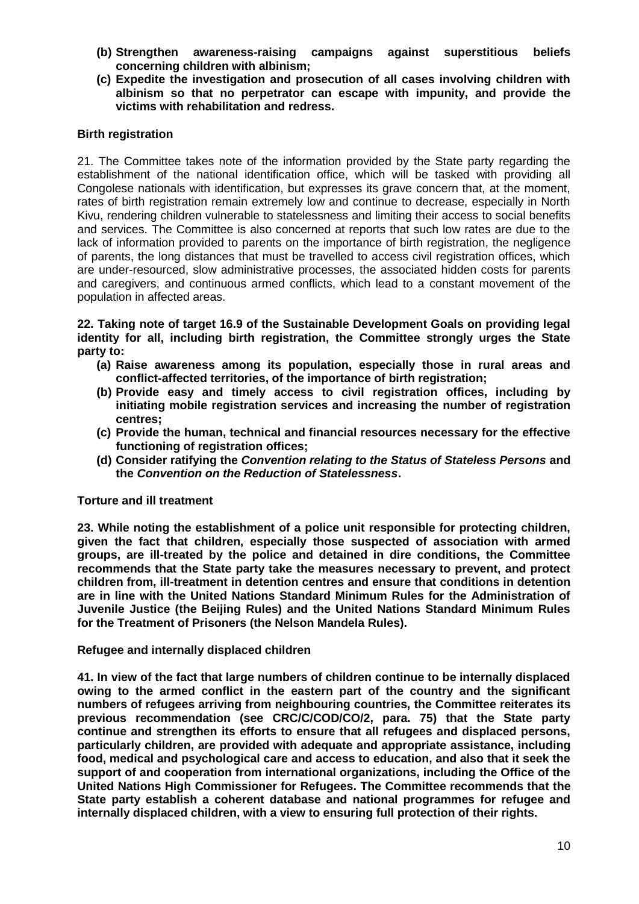- **(b) Strengthen awareness-raising campaigns against superstitious beliefs concerning children with albinism;**
- **(c) Expedite the investigation and prosecution of all cases involving children with albinism so that no perpetrator can escape with impunity, and provide the victims with rehabilitation and redress.**

**Birth registration**

21. The Committee takes note of the information provided by the State party regarding the establishment of the national identification office, which will be tasked with providing all Congolese nationals with identification, but expresses its grave concern that, at the moment, rates of birth registration remain extremely low and continue to decrease, especially in North Kivu, rendering children vulnerable to statelessness and limiting their access to social benefits and services. The Committee is also concerned at reports that such low rates are due to the lack of information provided to parents on the importance of birth registration, the negligence of parents, the long distances that must be travelled to access civil registration offices, which are under-resourced, slow administrative processes, the associated hidden costs for parents and caregivers, and continuous armed conflicts, which lead to a constant movement of the population in affected areas.

**22. Taking note of target 16.9 of the Sustainable Development Goals on providing legal identity for all, including birth registration, the Committee strongly urges the State party to:**

- **(a) Raise awareness among its population, especially those in rural areas and conflict-affected territories, of the importance of birth registration;**
- **(b) Provide easy and timely access to civil registration offices, including by initiating mobile registration services and increasing the number of registration centres;**
- **(c) Provide the human, technical and financial resources necessary for the effective functioning of registration offices;**
- **(d) Consider ratifying the *Convention relating to the Status of Stateless Persons* and the *Convention on the Reduction of Statelessness*.**

**Torture and ill treatment**

**23. While noting the establishment of a police unit responsible for protecting children, given the fact that children, especially those suspected of association with armed groups, are ill-treated by the police and detained in dire conditions, the Committee recommends that the State party take the measures necessary to prevent, and protect children from, ill-treatment in detention centres and ensure that conditions in detention are in line with the United Nations Standard Minimum Rules for the Administration of Juvenile Justice (the Beijing Rules) and the United Nations Standard Minimum Rules for the Treatment of Prisoners (the Nelson Mandela Rules).**

**Refugee and internally displaced children**

**41. In view of the fact that large numbers of children continue to be internally displaced owing to the armed conflict in the eastern part of the country and the significant numbers of refugees arriving from neighbouring countries, the Committee reiterates its previous recommendation (see CRC/C/COD/CO/2, para. 75) that the State party continue and strengthen its efforts to ensure that all refugees and displaced persons, particularly children, are provided with adequate and appropriate assistance, including food, medical and psychological care and access to education, and also that it seek the support of and cooperation from international organizations, including the Office of the United Nations High Commissioner for Refugees. The Committee recommends that the State party establish a coherent database and national programmes for refugee and internally displaced children, with a view to ensuring full protection of their rights.**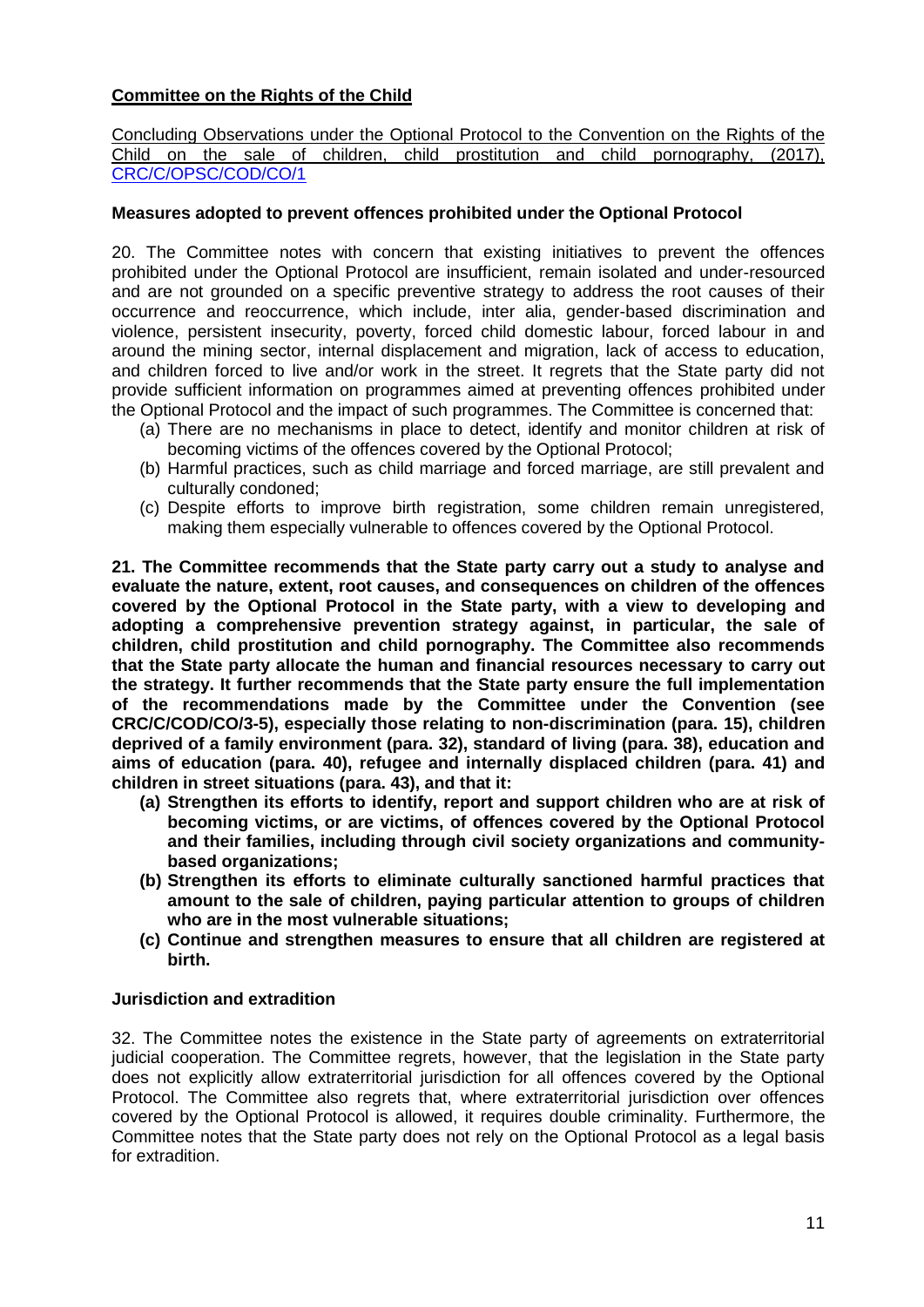**Committee on the Rights of the Child**

Concluding Observations under the Optional Protocol to the Convention on the Rights of the Child on the sale of children, child prostitution and child pornography, (2017), CRC/C/OPSC/COD/CO/1

**Measures adopted to prevent offences prohibited under the Optional Protocol**

20. The Committee notes with concern that existing initiatives to prevent the offences prohibited under the Optional Protocol are insufficient, remain isolated and under-resourced and are not grounded on a specific preventive strategy to address the root causes of their occurrence and reoccurrence, which include, inter alia, gender-based discrimination and violence, persistent insecurity, poverty, forced child domestic labour, forced labour in and around the mining sector, internal displacement and migration, lack of access to education, and children forced to live and/or work in the street. It regrets that the State party did not provide sufficient information on programmes aimed at preventing offences prohibited under the Optional Protocol and the impact of such programmes. The Committee is concerned that:

(a) There are no mechanisms in place to detect, identify and monitor children at risk of becoming victims of the offences covered by the Optional Protocol;
(b) Harmful practices, such as child marriage and forced marriage, are still prevalent and culturally condoned;
(c) Despite efforts to improve birth registration, some children remain unregistered, making them especially vulnerable to offences covered by the Optional Protocol.

**21. The Committee recommends that the State party carry out a study to analyse and evaluate the nature, extent, root causes, and consequences on children of the offences covered by the Optional Protocol in the State party, with a view to developing and adopting a comprehensive prevention strategy against, in particular, the sale of children, child prostitution and child pornography. The Committee also recommends that the State party allocate the human and financial resources necessary to carry out the strategy. It further recommends that the State party ensure the full implementation of the recommendations made by the Committee under the Convention (see CRC/C/COD/CO/3-5), especially those relating to non-discrimination (para. 15), children deprived of a family environment (para. 32), standard of living (para. 38), education and aims of education (para. 40), refugee and internally displaced children (para. 41) and children in street situations (para. 43), and that it:**

**(a) Strengthen its efforts to identify, report and support children who are at risk of becoming victims, or are victims, of offences covered by the Optional Protocol and their families, including through civil society organizations and community-based organizations;**
**(b) Strengthen its efforts to eliminate culturally sanctioned harmful practices that amount to the sale of children, paying particular attention to groups of children who are in the most vulnerable situations;**
**(c) Continue and strengthen measures to ensure that all children are registered at birth.**

**Jurisdiction and extradition**

32. The Committee notes the existence in the State party of agreements on extraterritorial judicial cooperation. The Committee regrets, however, that the legislation in the State party does not explicitly allow extraterritorial jurisdiction for all offences covered by the Optional Protocol. The Committee also regrets that, where extraterritorial jurisdiction over offences covered by the Optional Protocol is allowed, it requires double criminality. Furthermore, the Committee notes that the State party does not rely on the Optional Protocol as a legal basis for extradition.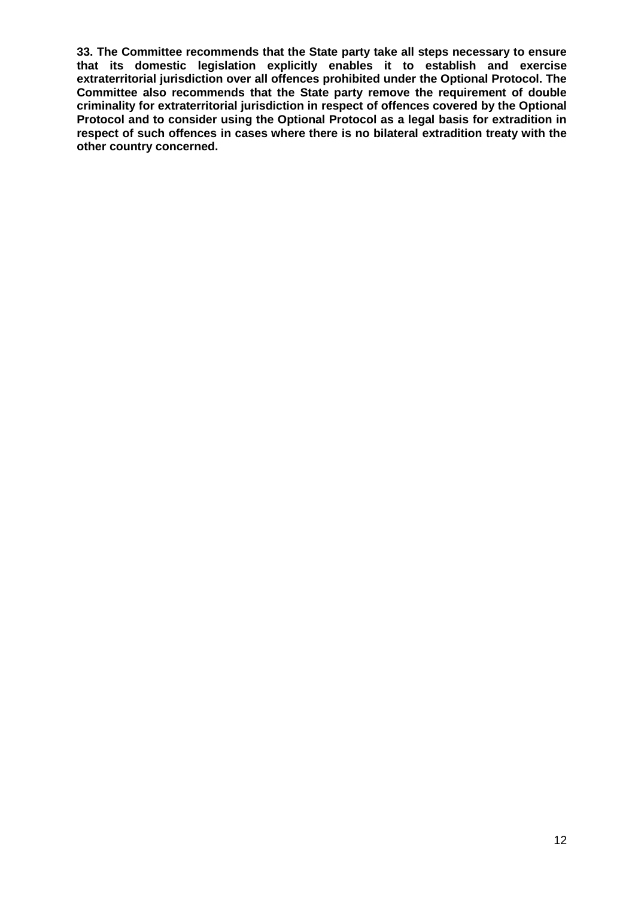**33. The Committee recommends that the State party take all steps necessary to ensure that its domestic legislation explicitly enables it to establish and exercise extraterritorial jurisdiction over all offences prohibited under the Optional Protocol. The Committee also recommends that the State party remove the requirement of double criminality for extraterritorial jurisdiction in respect of offences covered by the Optional Protocol and to consider using the Optional Protocol as a legal basis for extradition in respect of such offences in cases where there is no bilateral extradition treaty with the other country concerned.**